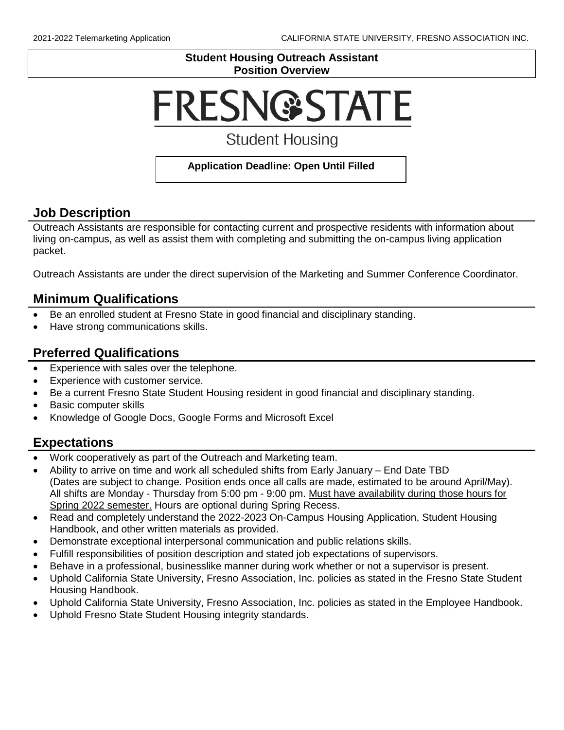**Student Housing Outreach Assistant**
**Position Overview**

# FRESNO STATE

Student Housing

**Application Deadline: Open Until Filled**

## Job Description

Outreach Assistants are responsible for contacting current and prospective residents with information about living on-campus, as well as assist them with completing and submitting the on-campus living application packet.

Outreach Assistants are under the direct supervision of the Marketing and Summer Conference Coordinator.

## Minimum Qualifications

- Be an enrolled student at Fresno State in good financial and disciplinary standing.
- Have strong communications skills.

## Preferred Qualifications

- Experience with sales over the telephone.
- Experience with customer service.
- Be a current Fresno State Student Housing resident in good financial and disciplinary standing.
- Basic computer skills
- Knowledge of Google Docs, Google Forms and Microsoft Excel

## Expectations

- Work cooperatively as part of the Outreach and Marketing team.
- Ability to arrive on time and work all scheduled shifts from Early January – End Date TBD (Dates are subject to change. Position ends once all calls are made, estimated to be around April/May). All shifts are Monday - Thursday from 5:00 pm - 9:00 pm. Must have availability during those hours for Spring 2022 semester. Hours are optional during Spring Recess.
- Read and completely understand the 2022-2023 On-Campus Housing Application, Student Housing Handbook, and other written materials as provided.
- Demonstrate exceptional interpersonal communication and public relations skills.
- Fulfill responsibilities of position description and stated job expectations of supervisors.
- Behave in a professional, businesslike manner during work whether or not a supervisor is present.
- Uphold California State University, Fresno Association, Inc. policies as stated in the Fresno State Student Housing Handbook.
- Uphold California State University, Fresno Association, Inc. policies as stated in the Employee Handbook.
- Uphold Fresno State Student Housing integrity standards.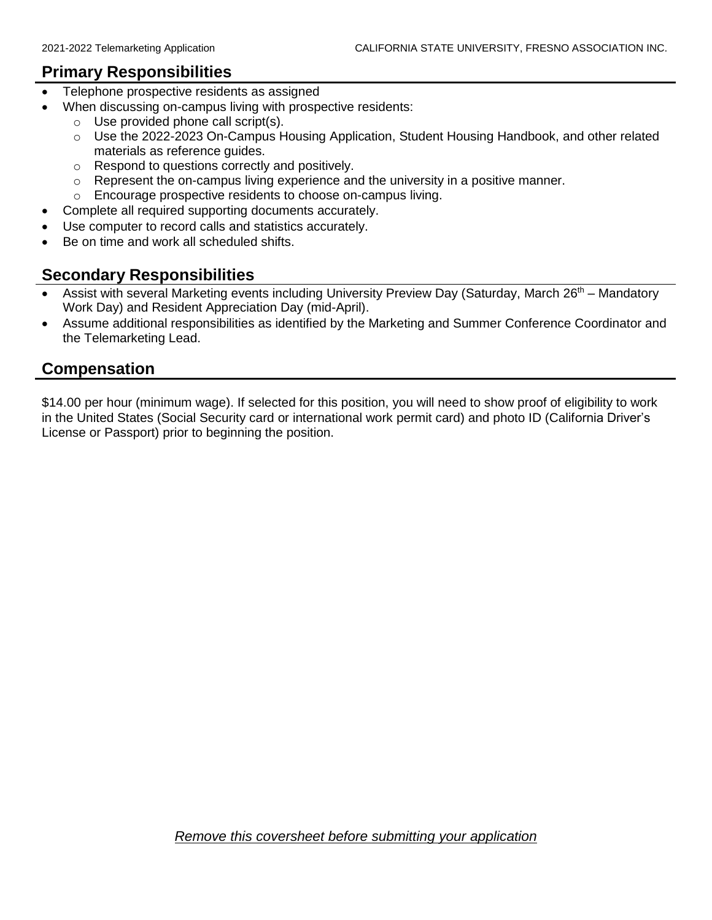## Primary Responsibilities

- Telephone prospective residents as assigned
- When discussing on-campus living with prospective residents:
  - Use provided phone call script(s).
  - Use the 2022-2023 On-Campus Housing Application, Student Housing Handbook, and other related materials as reference guides.
  - Respond to questions correctly and positively.
  - Represent the on-campus living experience and the university in a positive manner.
  - Encourage prospective residents to choose on-campus living.
- Complete all required supporting documents accurately.
- Use computer to record calls and statistics accurately.
- Be on time and work all scheduled shifts.

## Secondary Responsibilities

- Assist with several Marketing events including University Preview Day (Saturday, March 26th – Mandatory Work Day) and Resident Appreciation Day (mid-April).
- Assume additional responsibilities as identified by the Marketing and Summer Conference Coordinator and the Telemarketing Lead.

## Compensation

$14.00 per hour (minimum wage). If selected for this position, you will need to show proof of eligibility to work in the United States (Social Security card or international work permit card) and photo ID (California Driver's License or Passport) prior to beginning the position.

*Remove this coversheet before submitting your application*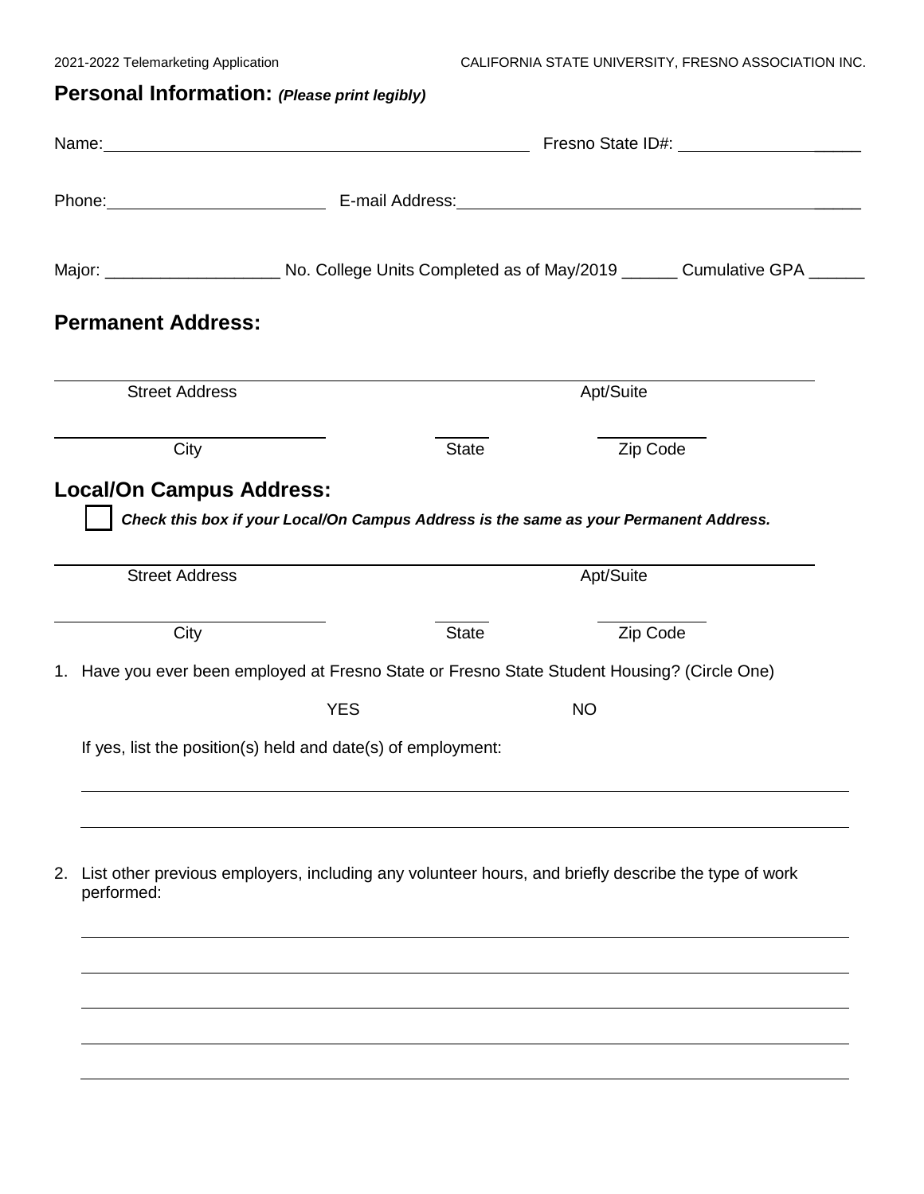## Personal Information: *(Please print legibly)*

Name: ______________________________ Fresno State ID#: ____________________

Phone: ______________________ E-mail Address: ______________________________________

Major: ___________________ No. College Units Completed as of May/2019 ______ Cumulative GPA ______

## Permanent Address:

______________________________________________________________________

Street Address Apt/Suite

______________________ ______ ____________

City State Zip Code

## Local/On Campus Address:

☐ ***Check this box if your Local/On Campus Address is the same as your Permanent Address.***

______________________________________________________________________

Street Address Apt/Suite

______________________ ______ ____________

City State Zip Code

1. Have you ever been employed at Fresno State or Fresno State Student Housing? (Circle One)

   YES NO

   If yes, list the position(s) held and date(s) of employment:

   ______________________________________________________________________

   ______________________________________________________________________

2. List other previous employers, including any volunteer hours, and briefly describe the type of work performed:

   ______________________________________________________________________

   ______________________________________________________________________

   ______________________________________________________________________

   ______________________________________________________________________

   ______________________________________________________________________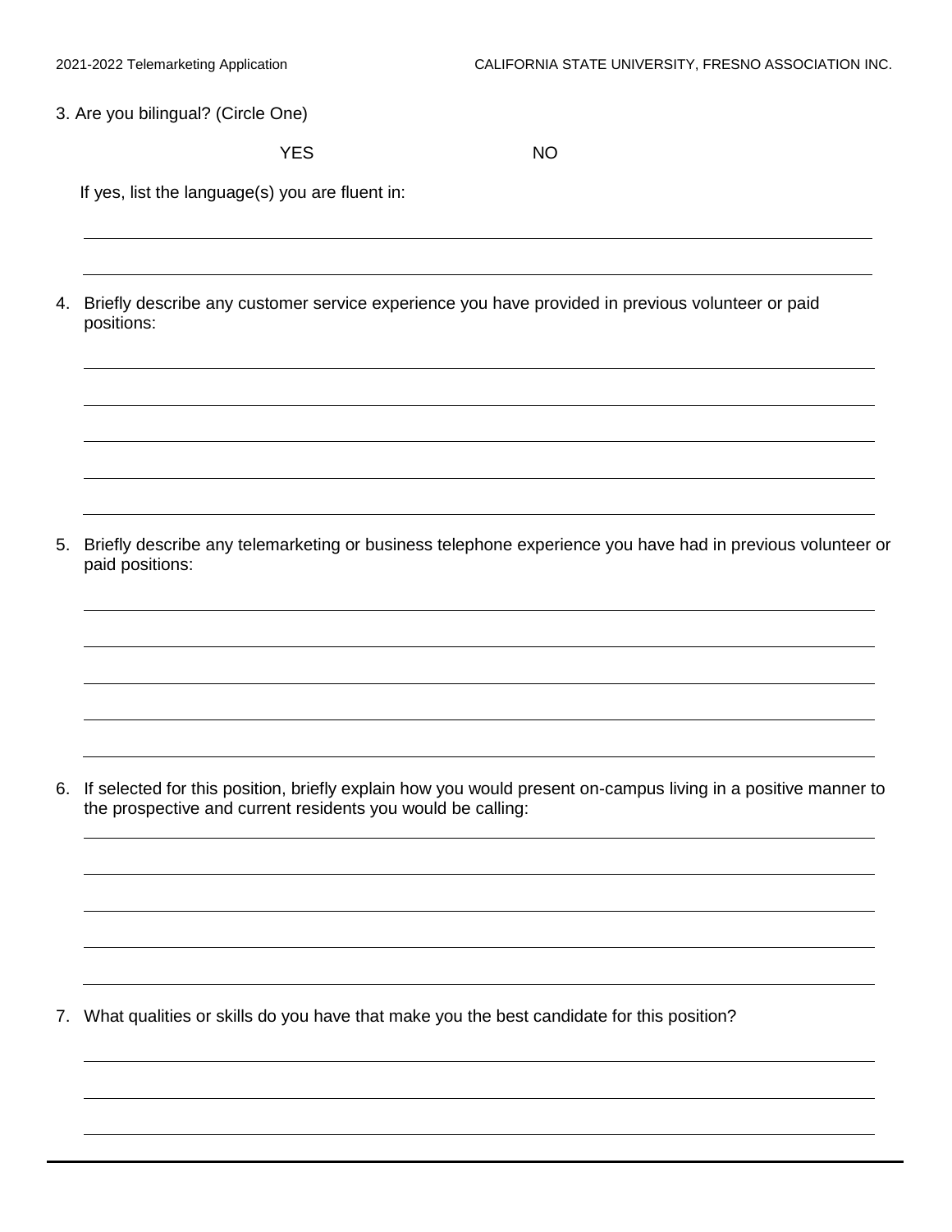3. Are you bilingual? (Circle One)

YES NO

If yes, list the language(s) you are fluent in:

_______________________________________________________________________________

_______________________________________________________________________________

4. Briefly describe any customer service experience you have provided in previous volunteer or paid positions:

_______________________________________________________________________________

_______________________________________________________________________________

_______________________________________________________________________________

_______________________________________________________________________________

_______________________________________________________________________________

5. Briefly describe any telemarketing or business telephone experience you have had in previous volunteer or paid positions:

_______________________________________________________________________________

_______________________________________________________________________________

_______________________________________________________________________________

_______________________________________________________________________________

_______________________________________________________________________________

6. If selected for this position, briefly explain how you would present on-campus living in a positive manner to the prospective and current residents you would be calling:

_______________________________________________________________________________

_______________________________________________________________________________

_______________________________________________________________________________

_______________________________________________________________________________

_______________________________________________________________________________

7. What qualities or skills do you have that make you the best candidate for this position?

_______________________________________________________________________________

_______________________________________________________________________________

_______________________________________________________________________________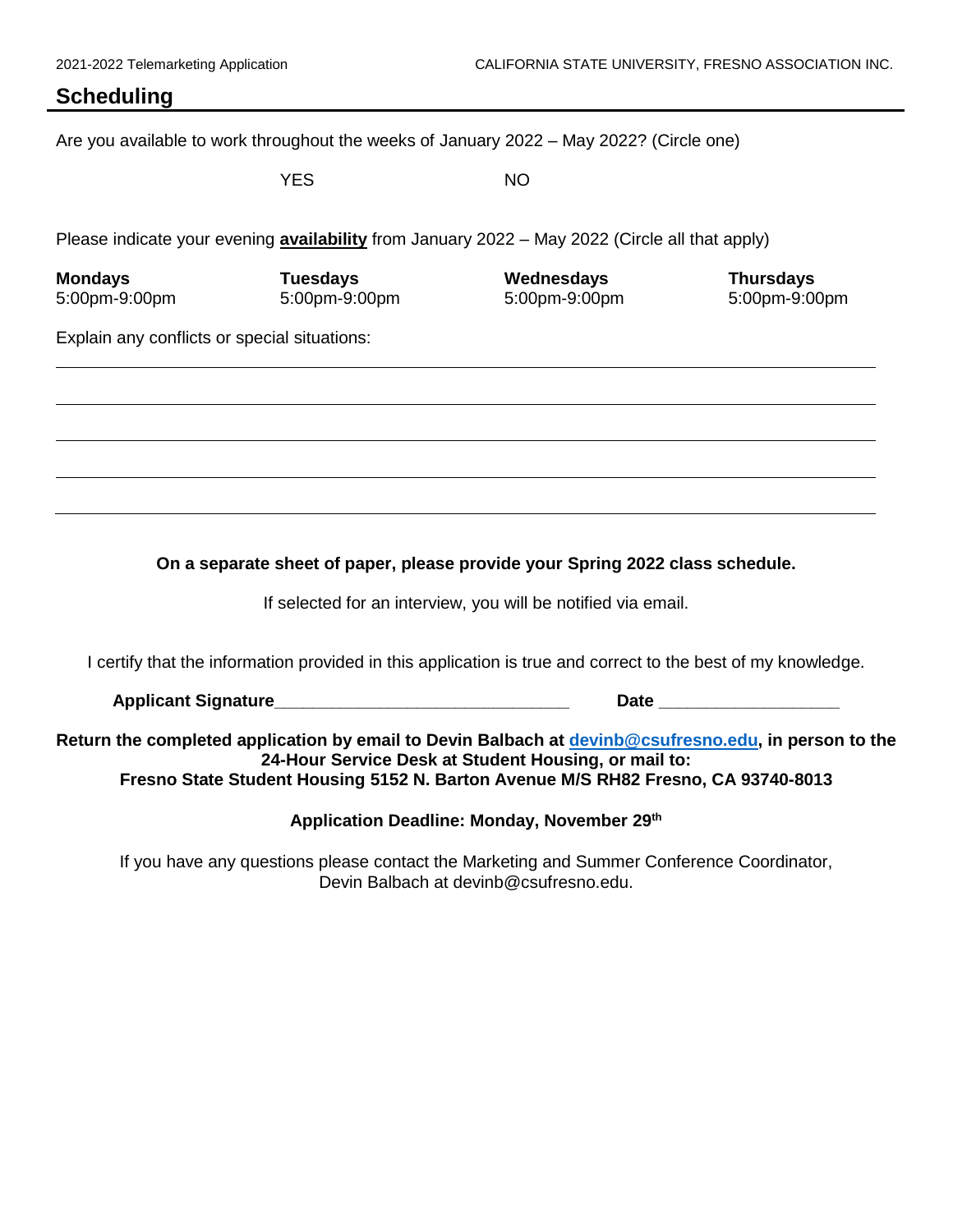## Scheduling

Are you available to work throughout the weeks of January 2022 – May 2022? (Circle one)

YES NO

Please indicate your evening **availability** from January 2022 – May 2022 (Circle all that apply)

| **Mondays** | **Tuesdays** | **Wednesdays** | **Thursdays** |
|---|---|---|---|
| 5:00pm-9:00pm | 5:00pm-9:00pm | 5:00pm-9:00pm | 5:00pm-9:00pm |

Explain any conflicts or special situations:

______________________________________________________________________

______________________________________________________________________

______________________________________________________________________

______________________________________________________________________

______________________________________________________________________

**On a separate sheet of paper, please provide your Spring 2022 class schedule.**

If selected for an interview, you will be notified via email.

I certify that the information provided in this application is true and correct to the best of my knowledge.

**Applicant Signature**_______________________________ **Date** ___________________

**Return the completed application by email to Devin Balbach at devinb@csufresno.edu, in person to the 24-Hour Service Desk at Student Housing, or mail to:**
**Fresno State Student Housing 5152 N. Barton Avenue M/S RH82 Fresno, CA 93740-8013**

**Application Deadline: Monday, November 29th**

If you have any questions please contact the Marketing and Summer Conference Coordinator, Devin Balbach at devinb@csufresno.edu.